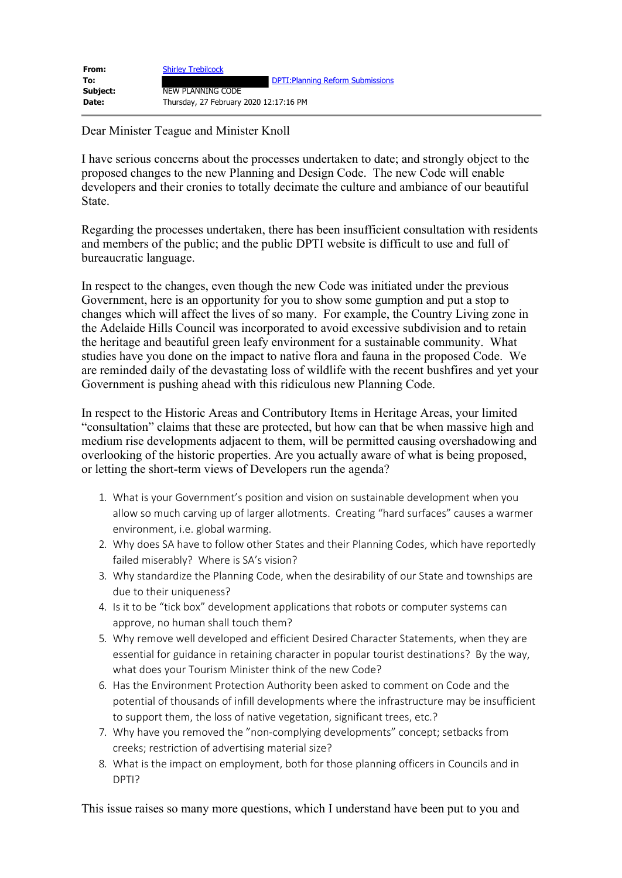| | |
|---|---|
| **From:** | Shirley Trebilcock |
| **To:** | ████████████ DPTI:Planning Reform Submissions |
| **Subject:** | NEW PLANNING CODE |
| **Date:** | Thursday, 27 February 2020 12:17:16 PM |

Dear Minister Teague and Minister Knoll

I have serious concerns about the processes undertaken to date; and strongly object to the proposed changes to the new Planning and Design Code. The new Code will enable developers and their cronies to totally decimate the culture and ambiance of our beautiful State.

Regarding the processes undertaken, there has been insufficient consultation with residents and members of the public; and the public DPTI website is difficult to use and full of bureaucratic language.

In respect to the changes, even though the new Code was initiated under the previous Government, here is an opportunity for you to show some gumption and put a stop to changes which will affect the lives of so many. For example, the Country Living zone in the Adelaide Hills Council was incorporated to avoid excessive subdivision and to retain the heritage and beautiful green leafy environment for a sustainable community. What studies have you done on the impact to native flora and fauna in the proposed Code. We are reminded daily of the devastating loss of wildlife with the recent bushfires and yet your Government is pushing ahead with this ridiculous new Planning Code.

In respect to the Historic Areas and Contributory Items in Heritage Areas, your limited "consultation" claims that these are protected, but how can that be when massive high and medium rise developments adjacent to them, will be permitted causing overshadowing and overlooking of the historic properties. Are you actually aware of what is being proposed, or letting the short-term views of Developers run the agenda?

1. What is your Government's position and vision on sustainable development when you allow so much carving up of larger allotments. Creating "hard surfaces" causes a warmer environment, i.e. global warming.
2. Why does SA have to follow other States and their Planning Codes, which have reportedly failed miserably? Where is SA's vision?
3. Why standardize the Planning Code, when the desirability of our State and townships are due to their uniqueness?
4. Is it to be "tick box" development applications that robots or computer systems can approve, no human shall touch them?
5. Why remove well developed and efficient Desired Character Statements, when they are essential for guidance in retaining character in popular tourist destinations? By the way, what does your Tourism Minister think of the new Code?
6. Has the Environment Protection Authority been asked to comment on Code and the potential of thousands of infill developments where the infrastructure may be insufficient to support them, the loss of native vegetation, significant trees, etc.?
7. Why have you removed the "non-complying developments" concept; setbacks from creeks; restriction of advertising material size?
8. What is the impact on employment, both for those planning officers in Councils and in DPTI?

This issue raises so many more questions, which I understand have been put to you and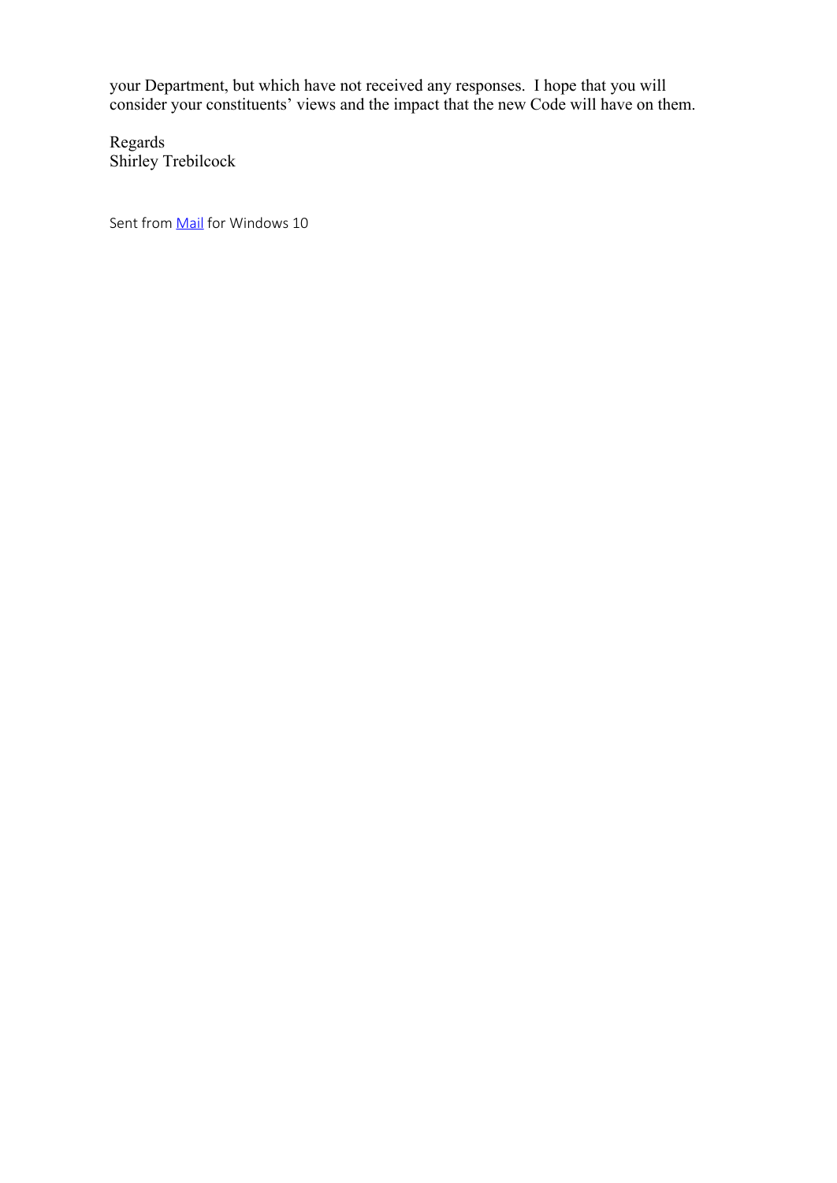your Department, but which have not received any responses. I hope that you will consider your constituents' views and the impact that the new Code will have on them.

Regards
Shirley Trebilcock

Sent from Mail for Windows 10